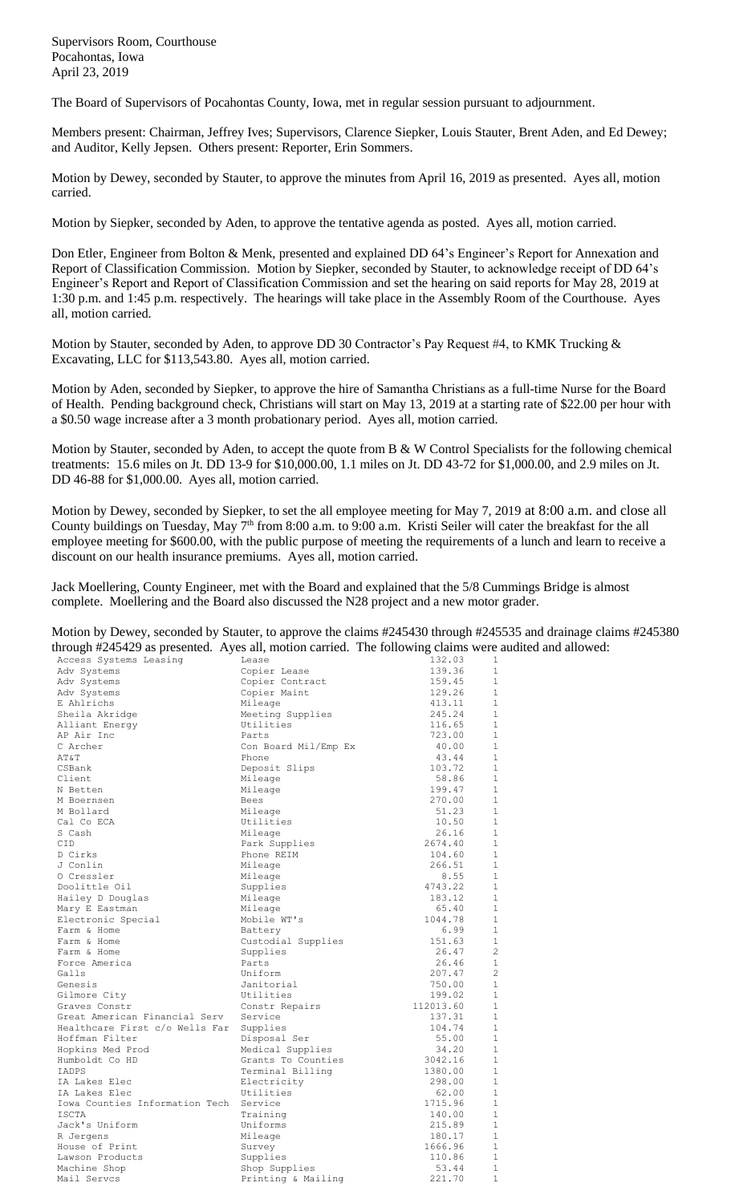Supervisors Room, Courthouse
Pocahontas, Iowa
April 23, 2019

The Board of Supervisors of Pocahontas County, Iowa, met in regular session pursuant to adjournment.

Members present: Chairman, Jeffrey Ives; Supervisors, Clarence Siepker, Louis Stauter, Brent Aden, and Ed Dewey; and Auditor, Kelly Jepsen. Others present: Reporter, Erin Sommers.

Motion by Dewey, seconded by Stauter, to approve the minutes from April 16, 2019 as presented. Ayes all, motion carried.

Motion by Siepker, seconded by Aden, to approve the tentative agenda as posted. Ayes all, motion carried.

Don Etler, Engineer from Bolton & Menk, presented and explained DD 64's Engineer's Report for Annexation and Report of Classification Commission. Motion by Siepker, seconded by Stauter, to acknowledge receipt of DD 64's Engineer's Report and Report of Classification Commission and set the hearing on said reports for May 28, 2019 at 1:30 p.m. and 1:45 p.m. respectively. The hearings will take place in the Assembly Room of the Courthouse. Ayes all, motion carried.

Motion by Stauter, seconded by Aden, to approve DD 30 Contractor's Pay Request #4, to KMK Trucking & Excavating, LLC for $113,543.80. Ayes all, motion carried.

Motion by Aden, seconded by Siepker, to approve the hire of Samantha Christians as a full-time Nurse for the Board of Health. Pending background check, Christians will start on May 13, 2019 at a starting rate of $22.00 per hour with a $0.50 wage increase after a 3 month probationary period. Ayes all, motion carried.

Motion by Stauter, seconded by Aden, to accept the quote from B & W Control Specialists for the following chemical treatments: 15.6 miles on Jt. DD 13-9 for $10,000.00, 1.1 miles on Jt. DD 43-72 for $1,000.00, and 2.9 miles on Jt. DD 46-88 for $1,000.00. Ayes all, motion carried.

Motion by Dewey, seconded by Siepker, to set the all employee meeting for May 7, 2019 at 8:00 a.m. and close all County buildings on Tuesday, May 7th from 8:00 a.m. to 9:00 a.m. Kristi Seiler will cater the breakfast for the all employee meeting for $600.00, with the public purpose of meeting the requirements of a lunch and learn to receive a discount on our health insurance premiums. Ayes all, motion carried.

Jack Moellering, County Engineer, met with the Board and explained that the 5/8 Cummings Bridge is almost complete. Moellering and the Board also discussed the N28 project and a new motor grader.

Motion by Dewey, seconded by Stauter, to approve the claims #245430 through #245535 and drainage claims #245380 through #245429 as presented. Ayes all, motion carried. The following claims were audited and allowed:

| | | | |
|---|---|---|---|
| Access Systems Leasing | Lease | 132.03 | 1 |
| Adv Systems | Copier Lease | 139.36 | 1 |
| Adv Systems | Copier Contract | 159.45 | 1 |
| Adv Systems | Copier Maint | 129.26 | 1 |
| E Ahlrichs | Mileage | 413.11 | 1 |
| Sheila Akridge | Meeting Supplies | 245.24 | 1 |
| Alliant Energy | Utilities | 116.65 | 1 |
| AP Air Inc | Parts | 723.00 | 1 |
| C Archer | Con Board Mil/Emp Ex | 40.00 | 1 |
| AT&T | Phone | 43.44 | 1 |
| CSBank | Deposit Slips | 103.72 | 1 |
| Client | Mileage | 58.86 | 1 |
| N Betten | Mileage | 199.47 | 1 |
| M Boernsen | Bees | 270.00 | 1 |
| M Bollard | Mileage | 51.23 | 1 |
| Cal Co ECA | Utilities | 10.50 | 1 |
| S Cash | Mileage | 26.16 | 1 |
| CID | Park Supplies | 2674.40 | 1 |
| D Cirks | Phone REIM | 104.60 | 1 |
| J Conlin | Mileage | 266.51 | 1 |
| O Cressler | Mileage | 8.55 | 1 |
| Doolittle Oil | Supplies | 4743.22 | 1 |
| Hailey D Douglas | Mileage | 183.12 | 1 |
| Mary E Eastman | Mileage | 65.40 | 1 |
| Electronic Special | Mobile WT's | 1044.78 | 1 |
| Farm & Home | Battery | 6.99 | 1 |
| Farm & Home | Custodial Supplies | 151.63 | 1 |
| Farm & Home | Supplies | 26.47 | 2 |
| Force America | Parts | 26.46 | 1 |
| Galls | Uniform | 207.47 | 2 |
| Genesis | Janitorial | 750.00 | 1 |
| Gilmore City | Utilities | 199.02 | 1 |
| Graves Constr | Constr Repairs | 112013.60 | 1 |
| Great American Financial Serv | Service | 137.31 | 1 |
| Healthcare First c/o Wells Far | Supplies | 104.74 | 1 |
| Hoffman Filter | Disposal Ser | 55.00 | 1 |
| Hopkins Med Prod | Medical Supplies | 34.20 | 1 |
| Humboldt Co HD | Grants To Counties | 3042.16 | 1 |
| IADPS | Terminal Billing | 1380.00 | 1 |
| IA Lakes Elec | Electricity | 298.00 | 1 |
| IA Lakes Elec | Utilities | 62.00 | 1 |
| Iowa Counties Information Tech | Service | 1715.96 | 1 |
| ISCTA | Training | 140.00 | 1 |
| Jack's Uniform | Uniforms | 215.89 | 1 |
| R Jergens | Mileage | 180.17 | 1 |
| House of Print | Survey | 1666.96 | 1 |
| Lawson Products | Supplies | 110.86 | 1 |
| Machine Shop | Shop Supplies | 53.44 | 1 |
| Mail Servcs | Printing & Mailing | 221.70 | 1 |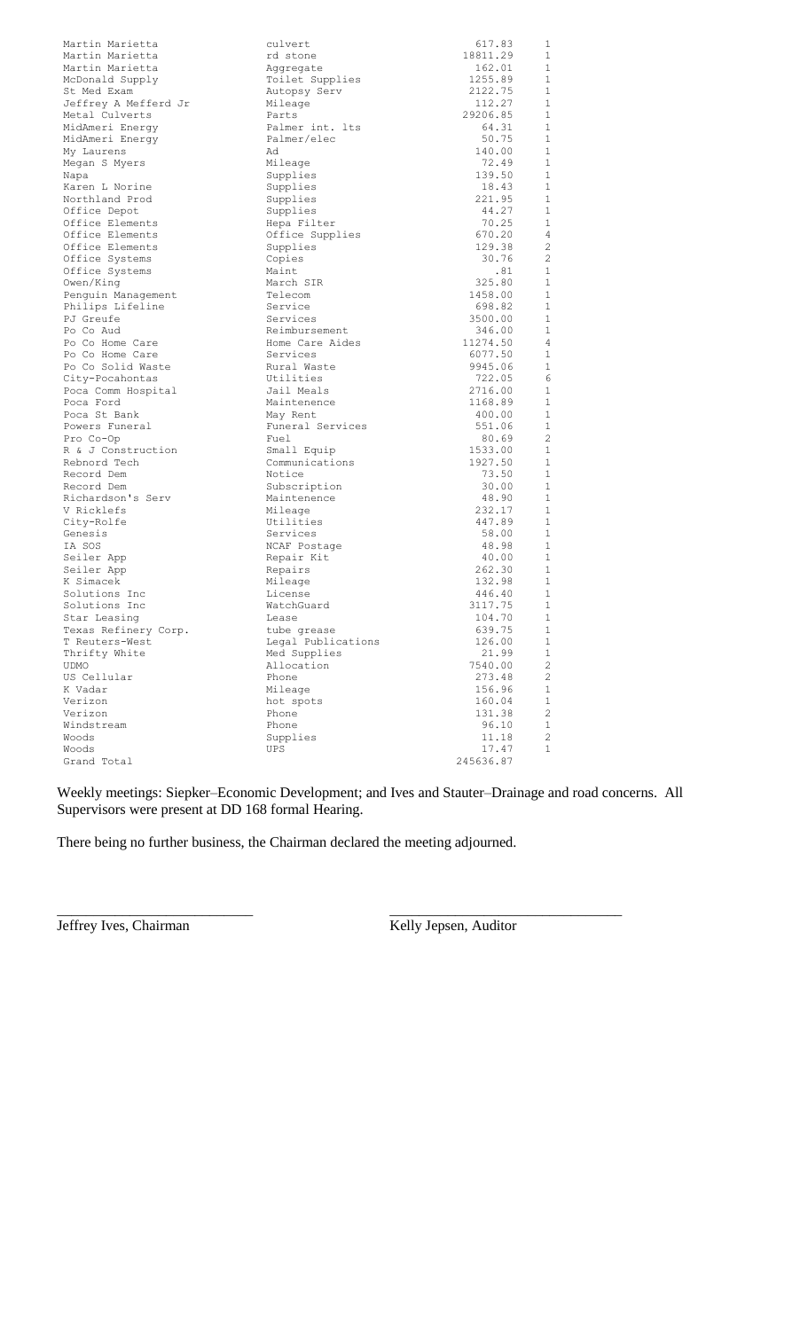| | | | |
|---|---|---|---|
| Martin Marietta | culvert | 617.83 | 1 |
| Martin Marietta | rd stone | 18811.29 | 1 |
| Martin Marietta | Aggregate | 162.01 | 1 |
| McDonald Supply | Toilet Supplies | 1255.89 | 1 |
| St Med Exam | Autopsy Serv | 2122.75 | 1 |
| Jeffrey A Mefferd Jr | Mileage | 112.27 | 1 |
| Metal Culverts | Parts | 29206.85 | 1 |
| MidAmeri Energy | Palmer int. lts | 64.31 | 1 |
| MidAmeri Energy | Palmer/elec | 50.75 | 1 |
| My Laurens | Ad | 140.00 | 1 |
| Megan S Myers | Mileage | 72.49 | 1 |
| Napa | Supplies | 139.50 | 1 |
| Karen L Norine | Supplies | 18.43 | 1 |
| Northland Prod | Supplies | 221.95 | 1 |
| Office Depot | Supplies | 44.27 | 1 |
| Office Elements | Hepa Filter | 70.25 | 1 |
| Office Elements | Office Supplies | 670.20 | 4 |
| Office Elements | Supplies | 129.38 | 2 |
| Office Systems | Copies | 30.76 | 2 |
| Office Systems | Maint | .81 | 1 |
| Owen/King | March SIR | 325.80 | 1 |
| Penguin Management | Telecom | 1458.00 | 1 |
| Philips Lifeline | Service | 698.82 | 1 |
| PJ Greufe | Services | 3500.00 | 1 |
| Po Co Aud | Reimbursement | 346.00 | 1 |
| Po Co Home Care | Home Care Aides | 11274.50 | 4 |
| Po Co Home Care | Services | 6077.50 | 1 |
| Po Co Solid Waste | Rural Waste | 9945.06 | 1 |
| City-Pocahontas | Utilities | 722.05 | 6 |
| Poca Comm Hospital | Jail Meals | 2716.00 | 1 |
| Poca Ford | Maintenence | 1168.89 | 1 |
| Poca St Bank | May Rent | 400.00 | 1 |
| Powers Funeral | Funeral Services | 551.06 | 1 |
| Pro Co-Op | Fuel | 80.69 | 2 |
| R & J Construction | Small Equip | 1533.00 | 1 |
| Rebnord Tech | Communications | 1927.50 | 1 |
| Record Dem | Notice | 73.50 | 1 |
| Record Dem | Subscription | 30.00 | 1 |
| Richardson's Serv | Maintenence | 48.90 | 1 |
| V Ricklefs | Mileage | 232.17 | 1 |
| City-Rolfe | Utilities | 447.89 | 1 |
| Genesis | Services | 58.00 | 1 |
| IA SOS | NCAF Postage | 48.98 | 1 |
| Seiler App | Repair Kit | 40.00 | 1 |
| Seiler App | Repairs | 262.30 | 1 |
| K Simacek | Mileage | 132.98 | 1 |
| Solutions Inc | License | 446.40 | 1 |
| Solutions Inc | WatchGuard | 3117.75 | 1 |
| Star Leasing | Lease | 104.70 | 1 |
| Texas Refinery Corp. | tube grease | 639.75 | 1 |
| T Reuters-West | Legal Publications | 126.00 | 1 |
| Thrifty White | Med Supplies | 21.99 | 1 |
| UDMO | Allocation | 7540.00 | 2 |
| US Cellular | Phone | 273.48 | 2 |
| K Vadar | Mileage | 156.96 | 1 |
| Verizon | hot spots | 160.04 | 1 |
| Verizon | Phone | 131.38 | 2 |
| Windstream | Phone | 96.10 | 1 |
| Woods | Supplies | 11.18 | 2 |
| Woods | UPS | 17.47 | 1 |
| Grand Total | | 245636.87 | |

Weekly meetings: Siepker–Economic Development; and Ives and Stauter–Drainage and road concerns. All Supervisors were present at DD 168 formal Hearing.

There being no further business, the Chairman declared the meeting adjourned.

\_\_\_\_\_\_\_\_\_\_\_\_\_\_\_\_\_\_\_\_\_\_\_\_\_\_\_ \_\_\_\_\_\_\_\_\_\_\_\_\_\_\_\_\_\_\_\_\_\_\_\_\_\_\_\_\_\_\_\_

Jeffrey Ives, Chairman Kelly Jepsen, Auditor